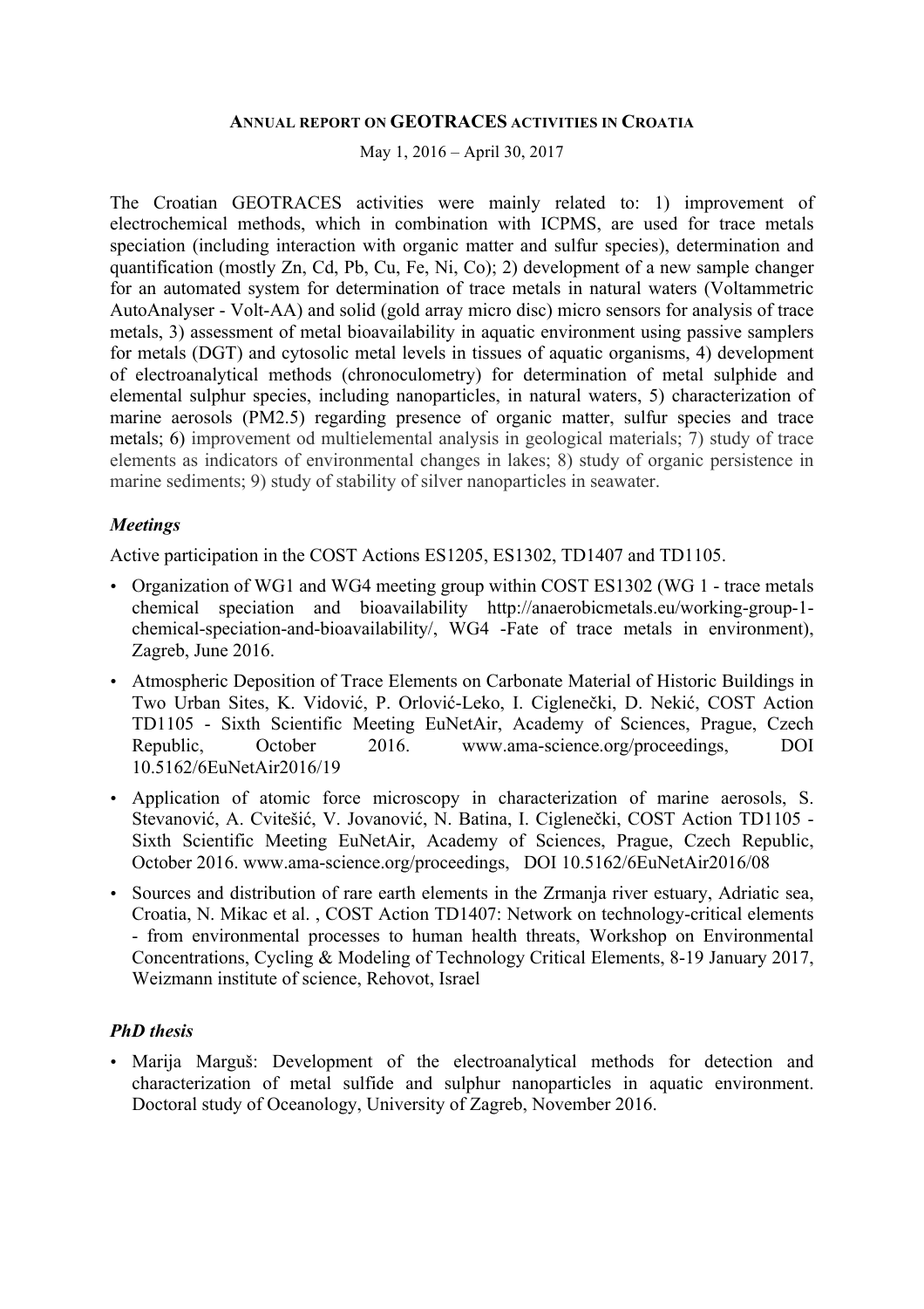# ANNUAL REPORT ON GEOTRACES ACTIVITIES IN CROATIA

May 1, 2016 – April 30, 2017

The Croatian GEOTRACES activities were mainly related to: 1) improvement of electrochemical methods, which in combination with ICPMS, are used for trace metals speciation (including interaction with organic matter and sulfur species), determination and quantification (mostly Zn, Cd, Pb, Cu, Fe, Ni, Co); 2) development of a new sample changer for an automated system for determination of trace metals in natural waters (Voltammetric AutoAnalyser - Volt-AA) and solid (gold array micro disc) micro sensors for analysis of trace metals, 3) assessment of metal bioavailability in aquatic environment using passive samplers for metals (DGT) and cytosolic metal levels in tissues of aquatic organisms, 4) development of electroanalytical methods (chronoculometry) for determination of metal sulphide and elemental sulphur species, including nanoparticles, in natural waters, 5) characterization of marine aerosols (PM2.5) regarding presence of organic matter, sulfur species and trace metals; 6) improvement od multielemental analysis in geological materials; 7) study of trace elements as indicators of environmental changes in lakes; 8) study of organic persistence in marine sediments; 9) study of stability of silver nanoparticles in seawater.

### *Meetings*

Active participation in the COST Actions ES1205, ES1302, TD1407 and TD1105.

- Organization of WG1 and WG4 meeting group within COST ES1302 (WG 1 - trace metals chemical speciation and bioavailability http://anaerobicmetals.eu/working-group-1-chemical-speciation-and-bioavailability/, WG4 -Fate of trace metals in environment), Zagreb, June 2016.
- Atmospheric Deposition of Trace Elements on Carbonate Material of Historic Buildings in Two Urban Sites, K. Vidović, P. Orlović-Leko, I. Ciglenečki, D. Nekić, COST Action TD1105 - Sixth Scientific Meeting EuNetAir, Academy of Sciences, Prague, Czech Republic, October 2016. www.ama-science.org/proceedings, DOI 10.5162/6EuNetAir2016/19
- Application of atomic force microscopy in characterization of marine aerosols, S. Stevanović, A. Cvitešić, V. Jovanović, N. Batina, I. Ciglenečki, COST Action TD1105 - Sixth Scientific Meeting EuNetAir, Academy of Sciences, Prague, Czech Republic, October 2016. www.ama-science.org/proceedings, DOI 10.5162/6EuNetAir2016/08
- Sources and distribution of rare earth elements in the Zrmanja river estuary, Adriatic sea, Croatia, N. Mikac et al. , COST Action TD1407: Network on technology-critical elements - from environmental processes to human health threats, Workshop on Environmental Concentrations, Cycling & Modeling of Technology Critical Elements, 8-19 January 2017, Weizmann institute of science, Rehovot, Israel

### *PhD thesis*

- Marija Marguš: Development of the electroanalytical methods for detection and characterization of metal sulfide and sulphur nanoparticles in aquatic environment. Doctoral study of Oceanology, University of Zagreb, November 2016.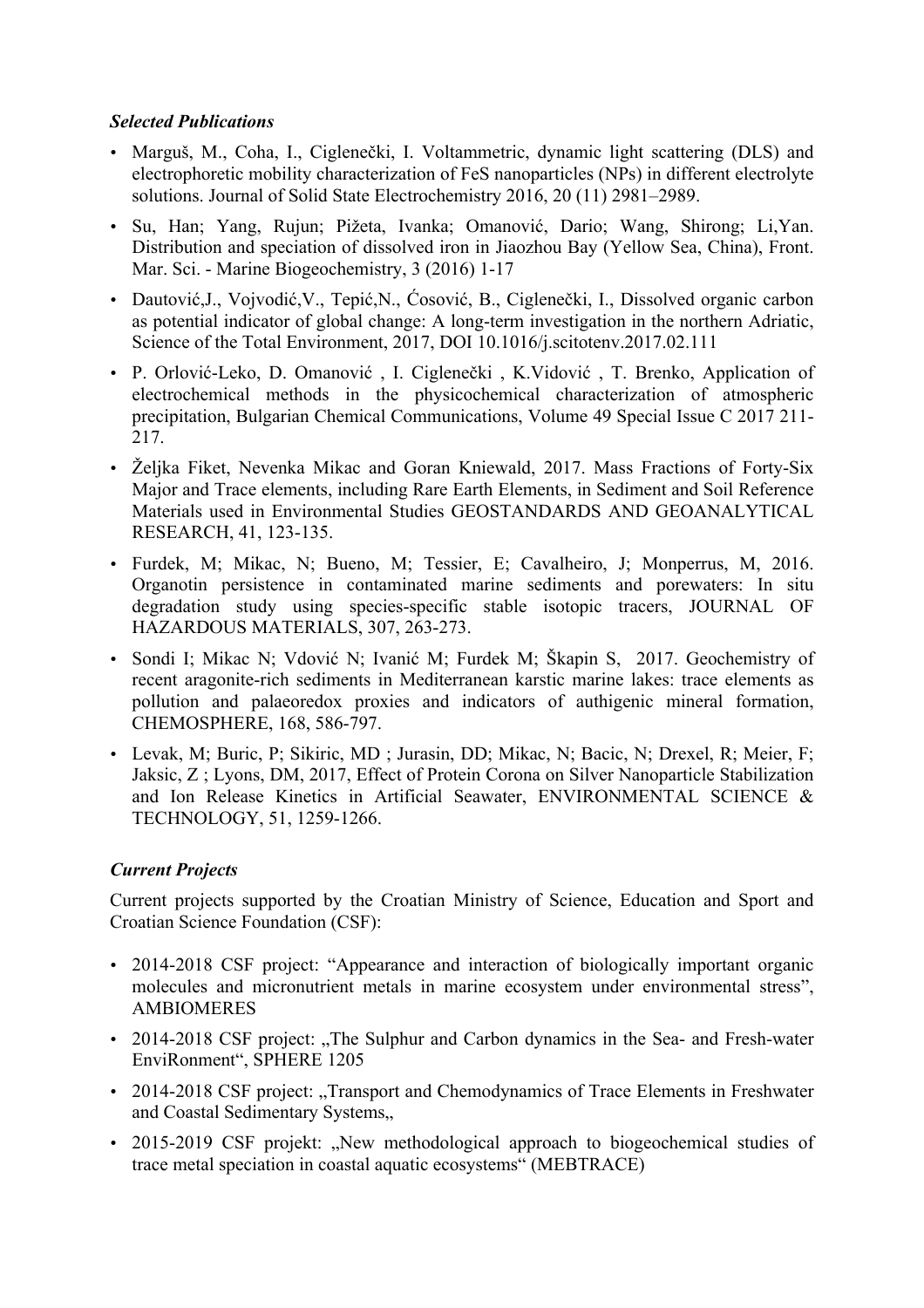***Selected Publications***

- Marguš, M., Coha, I., Ciglenečki, I. Voltammetric, dynamic light scattering (DLS) and electrophoretic mobility characterization of FeS nanoparticles (NPs) in different electrolyte solutions. Journal of Solid State Electrochemistry 2016, 20 (11) 2981–2989.
- Su, Han; Yang, Rujun; Pižeta, Ivanka; Omanović, Dario; Wang, Shirong; Li,Yan. Distribution and speciation of dissolved iron in Jiaozhou Bay (Yellow Sea, China), Front. Mar. Sci. - Marine Biogeochemistry, 3 (2016) 1-17
- Dautović,J., Vojvodić,V., Tepić,N., Ćosović, B., Ciglenečki, I., Dissolved organic carbon as potential indicator of global change: A long-term investigation in the northern Adriatic, Science of the Total Environment, 2017, DOI 10.1016/j.scitotenv.2017.02.111
- P. Orlović-Leko, D. Omanović , I. Ciglenečki , K.Vidović , T. Brenko, Application of electrochemical methods in the physicochemical characterization of atmospheric precipitation, Bulgarian Chemical Communications, Volume 49 Special Issue C 2017 211-217.
- Željka Fiket, Nevenka Mikac and Goran Kniewald, 2017. Mass Fractions of Forty-Six Major and Trace elements, including Rare Earth Elements, in Sediment and Soil Reference Materials used in Environmental Studies GEOSTANDARDS AND GEOANALYTICAL RESEARCH, 41, 123-135.
- Furdek, M; Mikac, N; Bueno, M; Tessier, E; Cavalheiro, J; Monperrus, M, 2016. Organotin persistence in contaminated marine sediments and porewaters: In situ degradation study using species-specific stable isotopic tracers, JOURNAL OF HAZARDOUS MATERIALS, 307, 263-273.
- Sondi I; Mikac N; Vdović N; Ivanić M; Furdek M; Škapin S, 2017. Geochemistry of recent aragonite-rich sediments in Mediterranean karstic marine lakes: trace elements as pollution and palaeoredox proxies and indicators of authigenic mineral formation, CHEMOSPHERE, 168, 586-797.
- Levak, M; Buric, P; Sikiric, MD ; Jurasin, DD; Mikac, N; Bacic, N; Drexel, R; Meier, F; Jaksic, Z ; Lyons, DM, 2017, Effect of Protein Corona on Silver Nanoparticle Stabilization and Ion Release Kinetics in Artificial Seawater, ENVIRONMENTAL SCIENCE & TECHNOLOGY, 51, 1259-1266.

***Current Projects***

Current projects supported by the Croatian Ministry of Science, Education and Sport and Croatian Science Foundation (CSF):

- 2014-2018 CSF project: "Appearance and interaction of biologically important organic molecules and micronutrient metals in marine ecosystem under environmental stress", AMBIOMERES
- 2014-2018 CSF project: „The Sulphur and Carbon dynamics in the Sea- and Fresh-water EnviRonment", SPHERE 1205
- 2014-2018 CSF project: „Transport and Chemodynamics of Trace Elements in Freshwater and Coastal Sedimentary Systems„
- 2015-2019 CSF projekt: „New methodological approach to biogeochemical studies of trace metal speciation in coastal aquatic ecosystems" (MEBTRACE)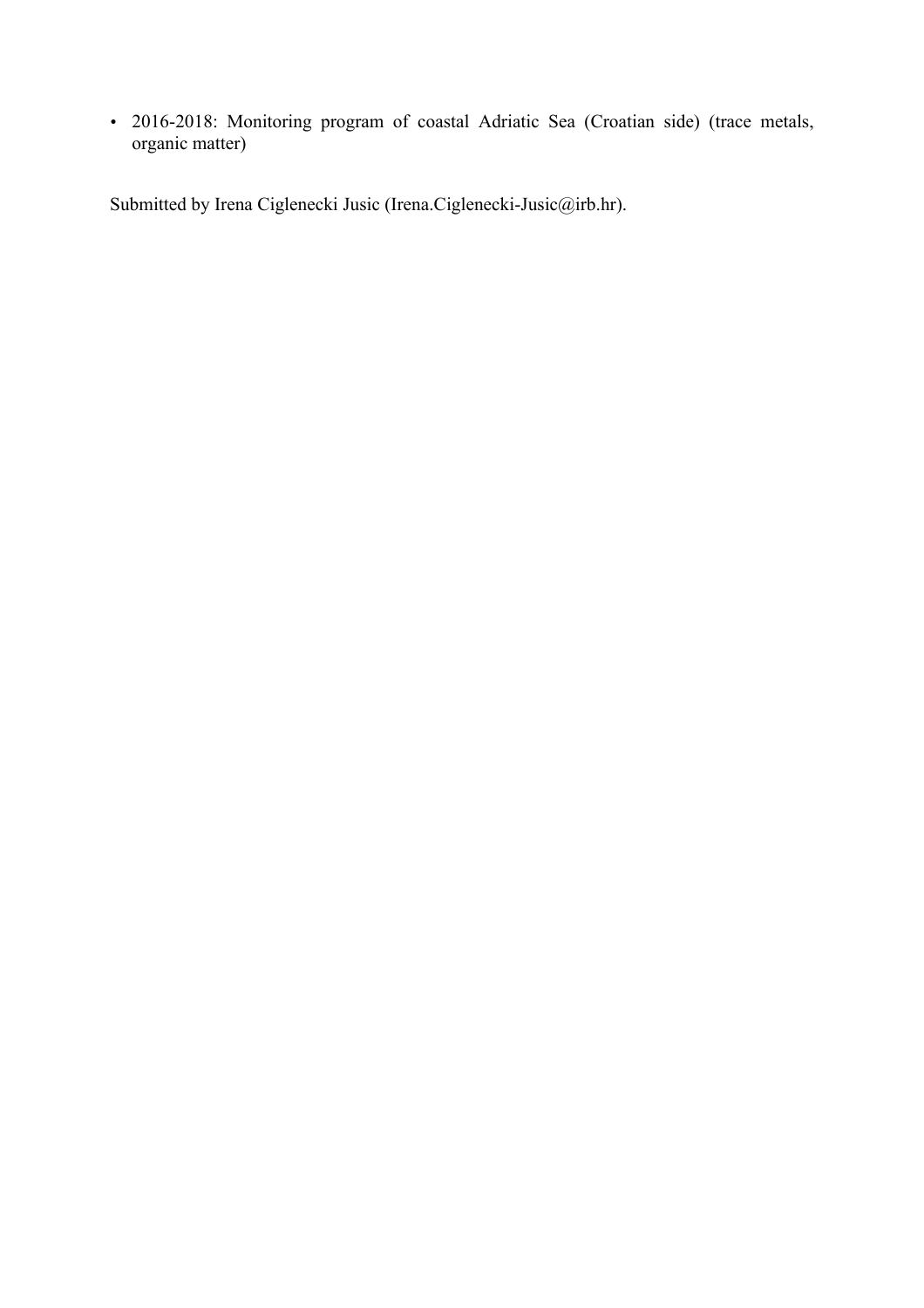- 2016-2018: Monitoring program of coastal Adriatic Sea (Croatian side) (trace metals, organic matter)

Submitted by Irena Ciglenecki Jusic (Irena.Ciglenecki-Jusic@irb.hr).